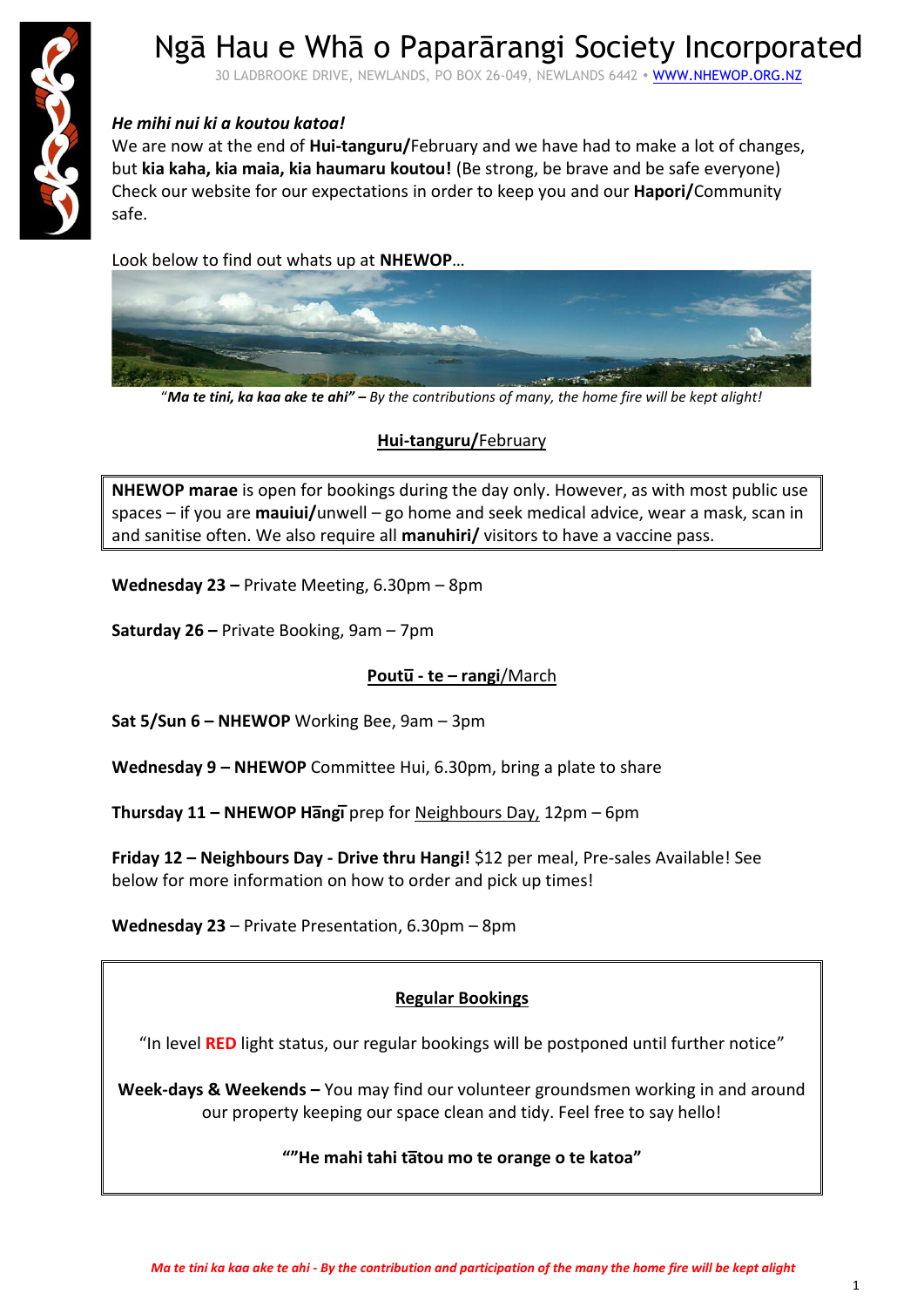# Ngā Hau e Whā o Paparārangi Society Incorporated

30 LADBROOKE DRIVE, NEWLANDS, PO BOX 26-049, NEWLANDS 6442 • WWW.NHEWOP.ORG.NZ

***He mihi nui ki a koutou katoa!***

We are now at the end of **Hui-tanguru/**February and we have had to make a lot of changes, but **kia kaha, kia maia, kia haumaru koutou!** (Be strong, be brave and be safe everyone) Check our website for our expectations in order to keep you and our **Hapori/**Community safe.

Look below to find out whats up at **NHEWOP**…

"***Ma te tini, ka kaa ake te ahi" –*** *By the contributions of many, the home fire will be kept alight!*

## Hui-tanguru/February

**NHEWOP marae** is open for bookings during the day only. However, as with most public use spaces – if you are **mauiui/**unwell – go home and seek medical advice, wear a mask, scan in and sanitise often. We also require all **manuhiri/** visitors to have a vaccine pass.

**Wednesday 23 –** Private Meeting, 6.30pm – 8pm

**Saturday 26 –** Private Booking, 9am – 7pm

## Poutū - te – rangi/March

**Sat 5/Sun 6 – NHEWOP** Working Bee, 9am – 3pm

**Wednesday 9 – NHEWOP** Committee Hui, 6.30pm, bring a plate to share

**Thursday 11 – NHEWOP Hāngī** prep for Neighbours Day, 12pm – 6pm

**Friday 12 – Neighbours Day - Drive thru Hangi!** $12 per meal, Pre-sales Available! See below for more information on how to order and pick up times!

**Wednesday 23** – Private Presentation, 6.30pm – 8pm

## Regular Bookings

"In level **RED** light status, our regular bookings will be postponed until further notice"

**Week-days & Weekends –** You may find our volunteer groundsmen working in and around our property keeping our space clean and tidy. Feel free to say hello!

**""He mahi tahi tātou mo te orange o te katoa"**

*Ma te tini ka kaa ake te ahi - By the contribution and participation of the many the home fire will be kept alight*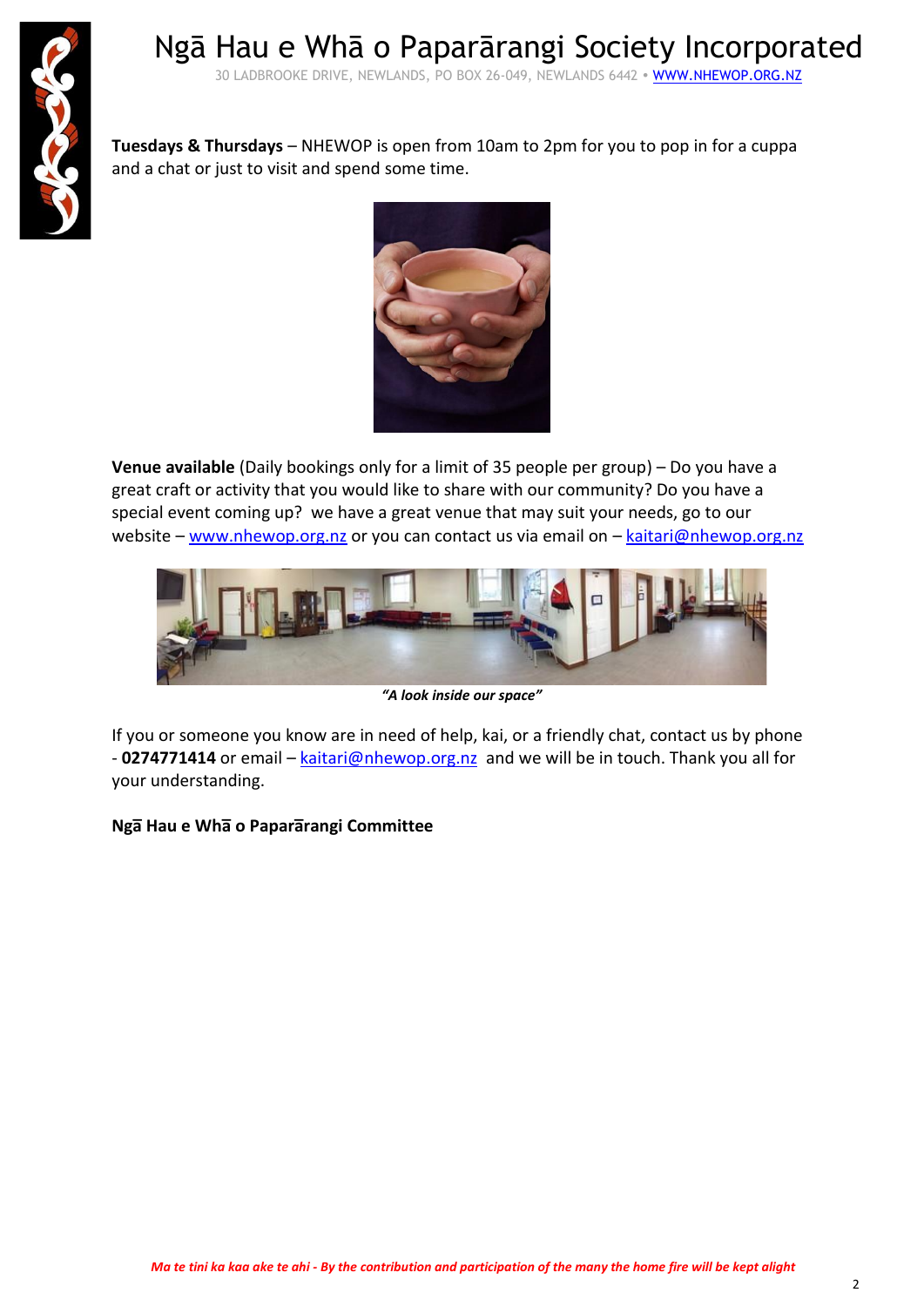**Tuesdays & Thursdays** – NHEWOP is open from 10am to 2pm for you to pop in for a cuppa and a chat or just to visit and spend some time.

**Venue available** (Daily bookings only for a limit of 35 people per group) – Do you have a great craft or activity that you would like to share with our community? Do you have a special event coming up? we have a great venue that may suit your needs, go to our website – [www.nhewop.org.nz](http://www.nhewop.org.nz) or you can contact us via email on – [kaitari@nhewop.org.nz](mailto:kaitari@nhewop.org.nz)

***"A look inside our space"***

If you or someone you know are in need of help, kai, or a friendly chat, contact us by phone - **0274771414** or email – [kaitari@nhewop.org.nz](mailto:kaitari@nhewop.org.nz) and we will be in touch. Thank you all for your understanding.

**Ngā Hau e Whā o Paparārangi Committee**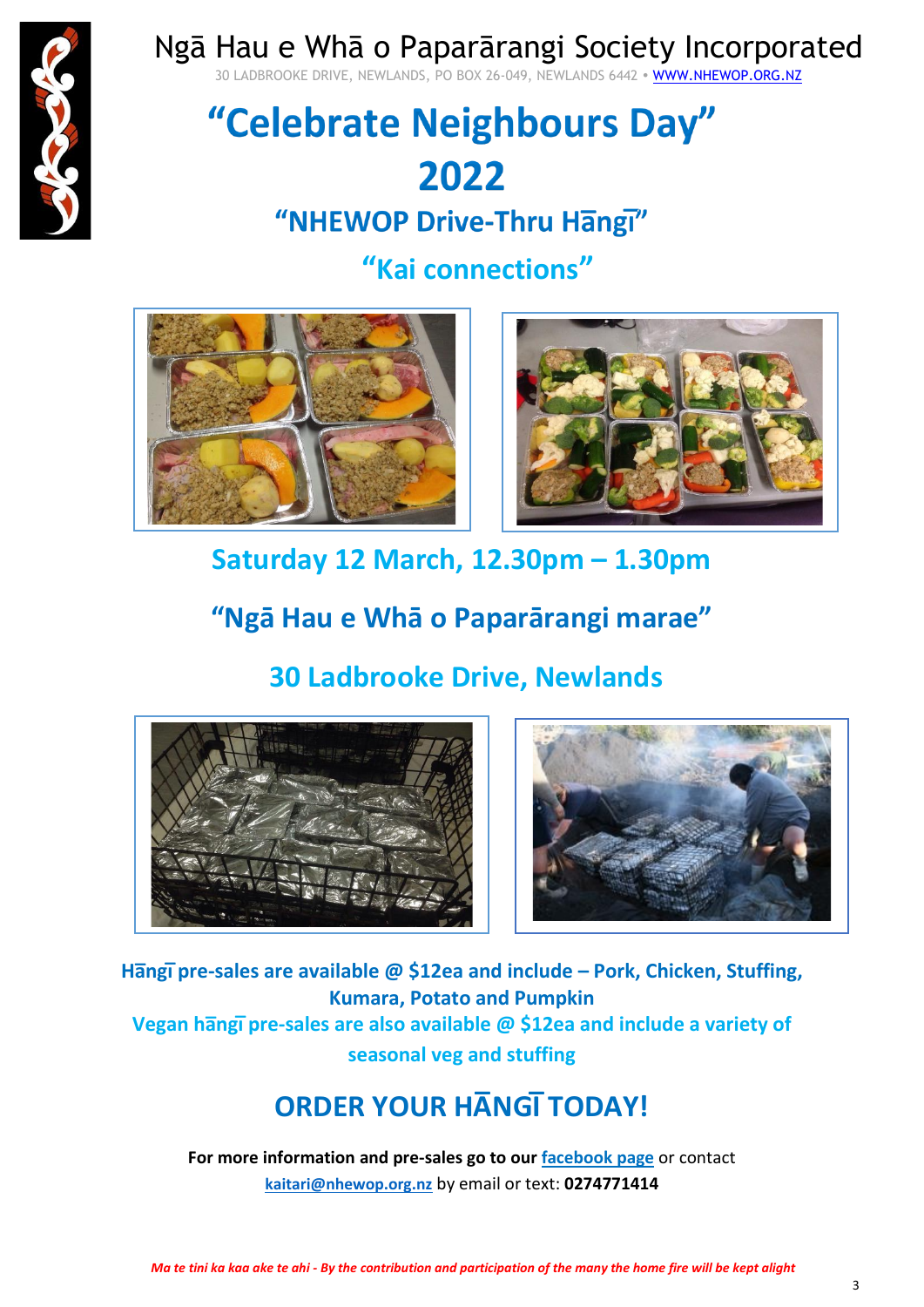# Ngā Hau e Whā o Paparārangi Society Incorporated

30 LADBROOKE DRIVE, NEWLANDS, PO BOX 26-049, NEWLANDS 6442 • WWW.NHEWOP.ORG.NZ

# "Celebrate Neighbours Day" 2022

## "NHEWOP Drive-Thru Hāngī"

## "Kai connections"

## Saturday 12 March, 12.30pm – 1.30pm

## "Ngā Hau e Whā o Paparārangi marae"

## 30 Ladbrooke Drive, Newlands

**Hāngī pre-sales are available @ $12ea and include – Pork, Chicken, Stuffing, Kumara, Potato and Pumpkin**

**Vegan hāngī pre-sales are also available @ $12ea and include a variety of seasonal veg and stuffing**

## ORDER YOUR HĀNGĪ TODAY!

**For more information and pre-sales go to our facebook page or contact kaitari@nhewop.org.nz by email or text: 0274771414**

*Ma te tini ka kaa ake te ahi - By the contribution and participation of the many the home fire will be kept alight*